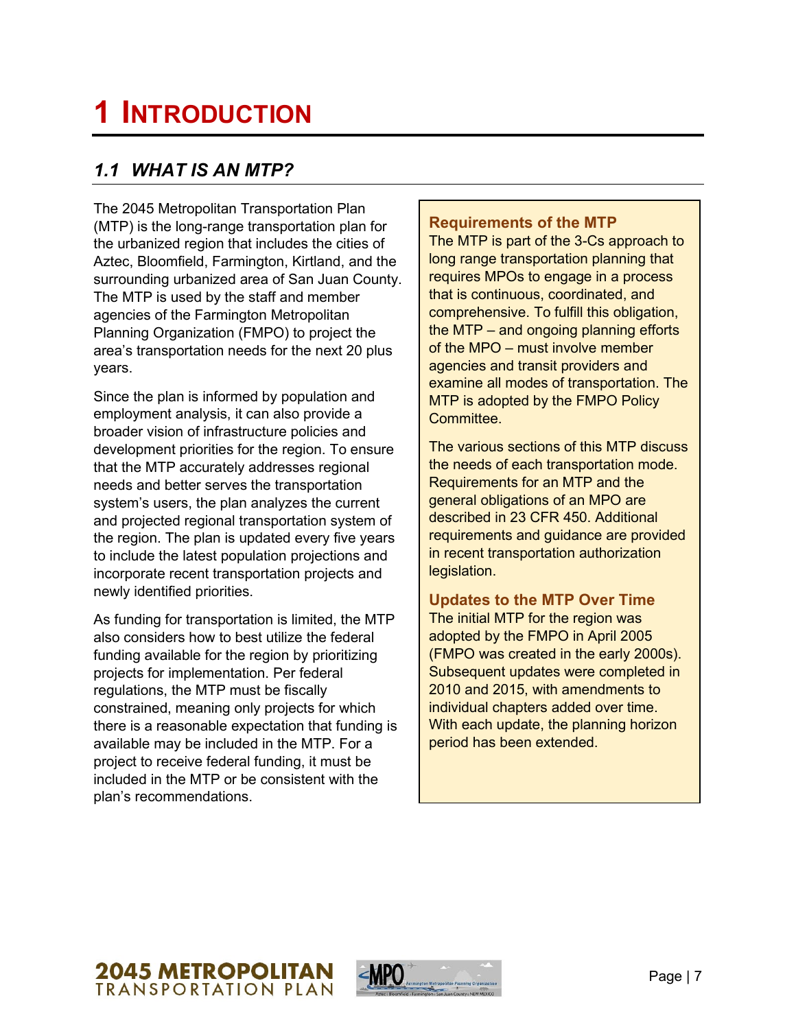# 1 INTRODUCTION

## 1.1 WHAT IS AN MTP?

The 2045 Metropolitan Transportation Plan (MTP) is the long-range transportation plan for the urbanized region that includes the cities of Aztec, Bloomfield, Farmington, Kirtland, and the surrounding urbanized area of San Juan County. The MTP is used by the staff and member agencies of the Farmington Metropolitan Planning Organization (FMPO) to project the area's transportation needs for the next 20 plus years.

Since the plan is informed by population and employment analysis, it can also provide a broader vision of infrastructure policies and development priorities for the region. To ensure that the MTP accurately addresses regional needs and better serves the transportation system's users, the plan analyzes the current and projected regional transportation system of the region. The plan is updated every five years to include the latest population projections and incorporate recent transportation projects and newly identified priorities.

As funding for transportation is limited, the MTP also considers how to best utilize the federal funding available for the region by prioritizing projects for implementation. Per federal regulations, the MTP must be fiscally constrained, meaning only projects for which there is a reasonable expectation that funding is available may be included in the MTP. For a project to receive federal funding, it must be included in the MTP or be consistent with the plan's recommendations.

### Requirements of the MTP

The MTP is part of the 3-Cs approach to long range transportation planning that requires MPOs to engage in a process that is continuous, coordinated, and comprehensive. To fulfill this obligation, the MTP – and ongoing planning efforts of the MPO – must involve member agencies and transit providers and examine all modes of transportation. The MTP is adopted by the FMPO Policy Committee.

The various sections of this MTP discuss the needs of each transportation mode. Requirements for an MTP and the general obligations of an MPO are described in 23 CFR 450. Additional requirements and guidance are provided in recent transportation authorization legislation.

### Updates to the MTP Over Time

The initial MTP for the region was adopted by the FMPO in April 2005 (FMPO was created in the early 2000s). Subsequent updates were completed in 2010 and 2015, with amendments to individual chapters added over time. With each update, the planning horizon period has been extended.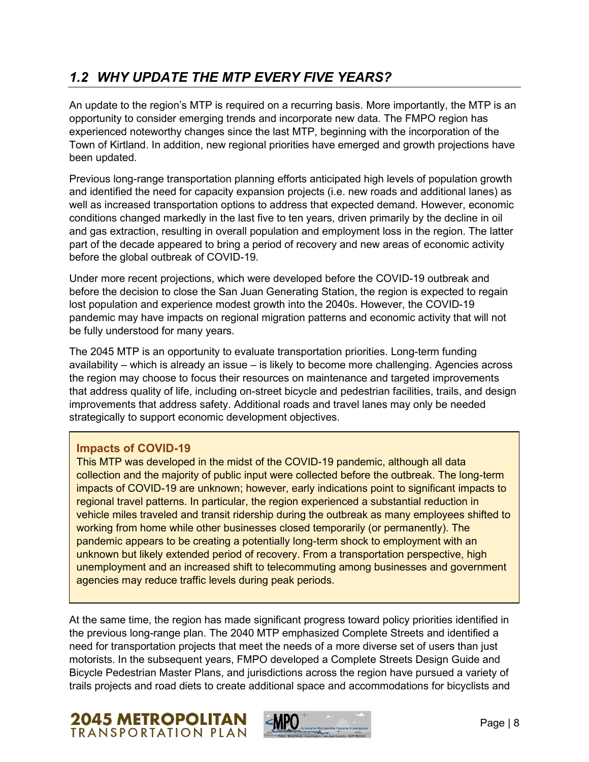## *1.2 WHY UPDATE THE MTP EVERY FIVE YEARS?*

An update to the region's MTP is required on a recurring basis. More importantly, the MTP is an opportunity to consider emerging trends and incorporate new data. The FMPO region has experienced noteworthy changes since the last MTP, beginning with the incorporation of the Town of Kirtland. In addition, new regional priorities have emerged and growth projections have been updated.

Previous long-range transportation planning efforts anticipated high levels of population growth and identified the need for capacity expansion projects (i.e. new roads and additional lanes) as well as increased transportation options to address that expected demand. However, economic conditions changed markedly in the last five to ten years, driven primarily by the decline in oil and gas extraction, resulting in overall population and employment loss in the region. The latter part of the decade appeared to bring a period of recovery and new areas of economic activity before the global outbreak of COVID-19.

Under more recent projections, which were developed before the COVID-19 outbreak and before the decision to close the San Juan Generating Station, the region is expected to regain lost population and experience modest growth into the 2040s. However, the COVID-19 pandemic may have impacts on regional migration patterns and economic activity that will not be fully understood for many years.

The 2045 MTP is an opportunity to evaluate transportation priorities. Long-term funding availability – which is already an issue – is likely to become more challenging. Agencies across the region may choose to focus their resources on maintenance and targeted improvements that address quality of life, including on-street bicycle and pedestrian facilities, trails, and design improvements that address safety. Additional roads and travel lanes may only be needed strategically to support economic development objectives.

> **Impacts of COVID-19**
>
> This MTP was developed in the midst of the COVID-19 pandemic, although all data collection and the majority of public input were collected before the outbreak. The long-term impacts of COVID-19 are unknown; however, early indications point to significant impacts to regional travel patterns. In particular, the region experienced a substantial reduction in vehicle miles traveled and transit ridership during the outbreak as many employees shifted to working from home while other businesses closed temporarily (or permanently). The pandemic appears to be creating a potentially long-term shock to employment with an unknown but likely extended period of recovery. From a transportation perspective, high unemployment and an increased shift to telecommuting among businesses and government agencies may reduce traffic levels during peak periods.

At the same time, the region has made significant progress toward policy priorities identified in the previous long-range plan. The 2040 MTP emphasized Complete Streets and identified a need for transportation projects that meet the needs of a more diverse set of users than just motorists. In the subsequent years, FMPO developed a Complete Streets Design Guide and Bicycle Pedestrian Master Plans, and jurisdictions across the region have pursued a variety of trails projects and road diets to create additional space and accommodations for bicyclists and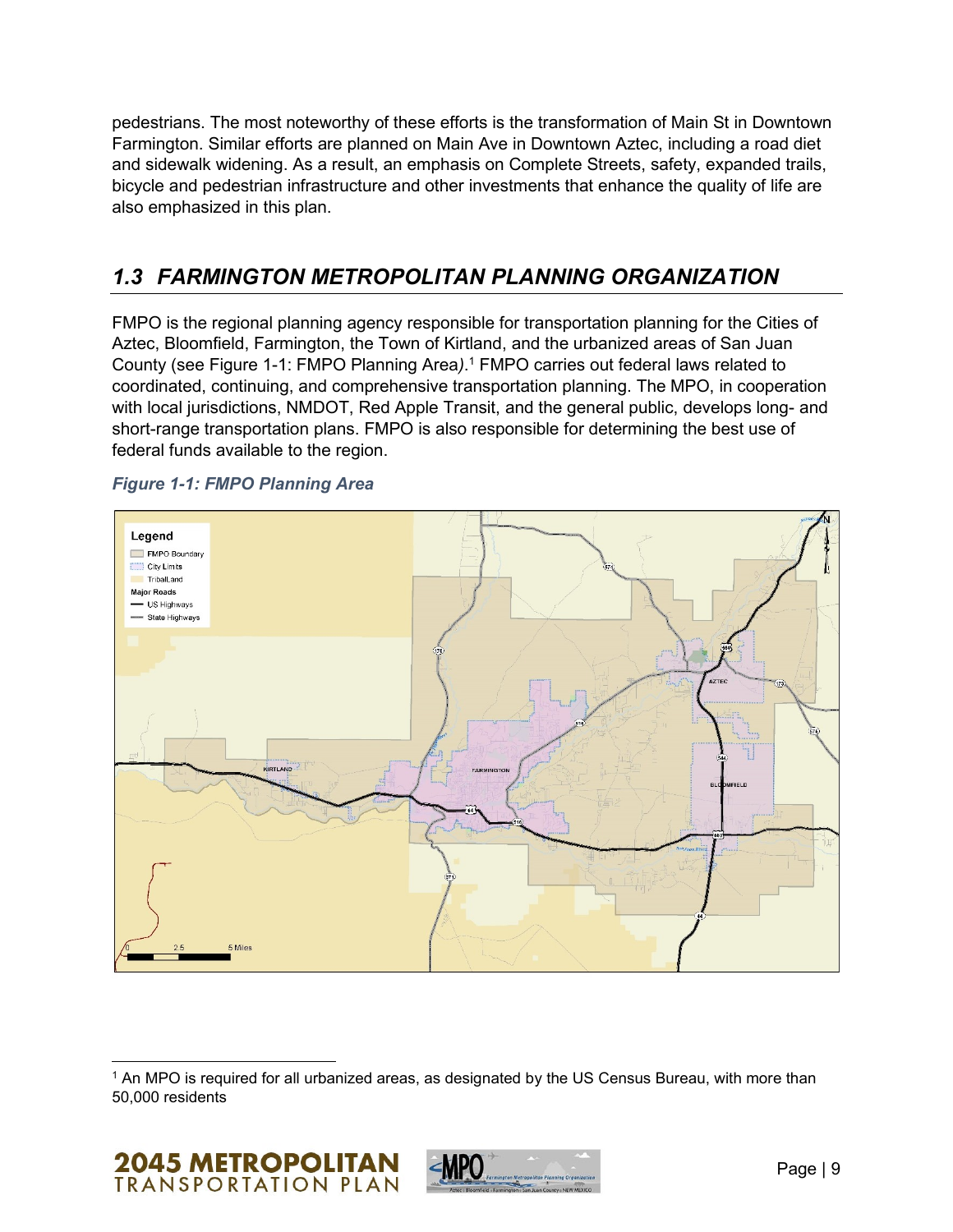pedestrians. The most noteworthy of these efforts is the transformation of Main St in Downtown Farmington. Similar efforts are planned on Main Ave in Downtown Aztec, including a road diet and sidewalk widening. As a result, an emphasis on Complete Streets, safety, expanded trails, bicycle and pedestrian infrastructure and other investments that enhance the quality of life are also emphasized in this plan.

## *1.3 FARMINGTON METROPOLITAN PLANNING ORGANIZATION*

FMPO is the regional planning agency responsible for transportation planning for the Cities of Aztec, Bloomfield, Farmington, the Town of Kirtland, and the urbanized areas of San Juan County (see Figure 1-1: FMPO Planning Area).[1] FMPO carries out federal laws related to coordinated, continuing, and comprehensive transportation planning. The MPO, in cooperation with local jurisdictions, NMDOT, Red Apple Transit, and the general public, develops long- and short-range transportation plans. FMPO is also responsible for determining the best use of federal funds available to the region.

***Figure 1-1: FMPO Planning Area***

[1] An MPO is required for all urbanized areas, as designated by the US Census Bureau, with more than 50,000 residents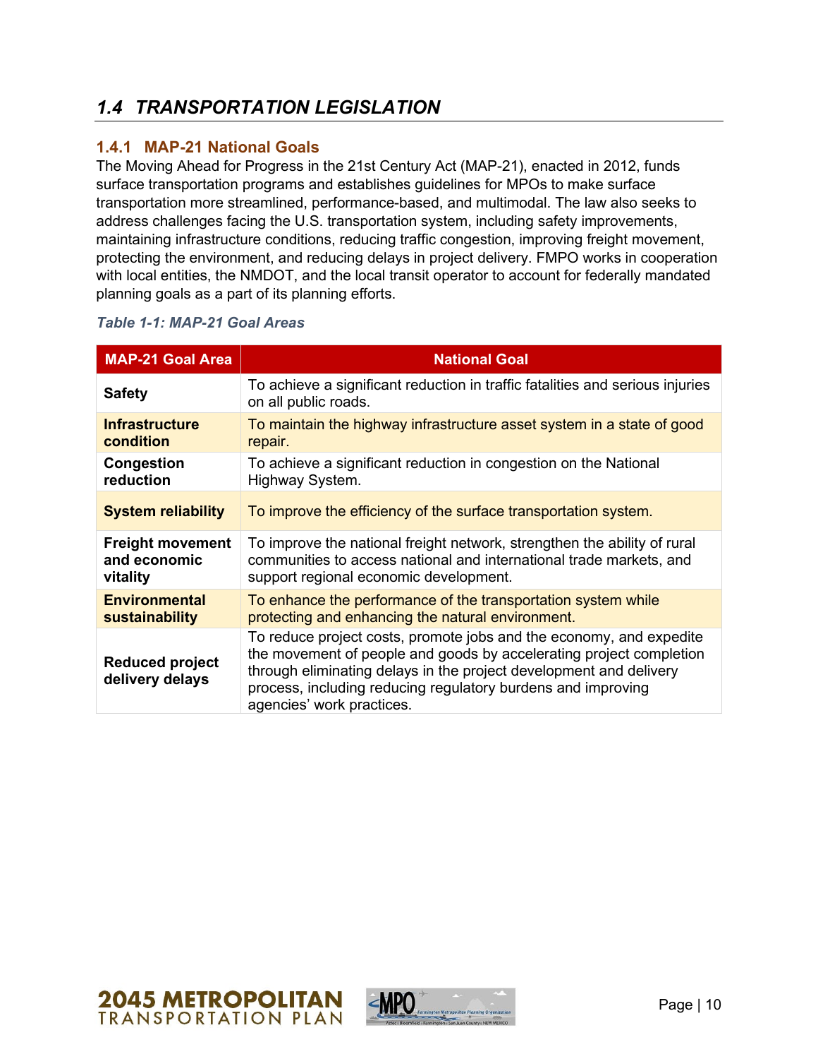## 1.4 TRANSPORTATION LEGISLATION

### 1.4.1 MAP-21 National Goals

The Moving Ahead for Progress in the 21st Century Act (MAP-21), enacted in 2012, funds surface transportation programs and establishes guidelines for MPOs to make surface transportation more streamlined, performance-based, and multimodal. The law also seeks to address challenges facing the U.S. transportation system, including safety improvements, maintaining infrastructure conditions, reducing traffic congestion, improving freight movement, protecting the environment, and reducing delays in project delivery. FMPO works in cooperation with local entities, the NMDOT, and the local transit operator to account for federally mandated planning goals as a part of its planning efforts.

*Table 1-1: MAP-21 Goal Areas*

| MAP-21 Goal Area | National Goal |
|---|---|
| **Safety** | To achieve a significant reduction in traffic fatalities and serious injuries on all public roads. |
| **Infrastructure condition** | To maintain the highway infrastructure asset system in a state of good repair. |
| **Congestion reduction** | To achieve a significant reduction in congestion on the National Highway System. |
| **System reliability** | To improve the efficiency of the surface transportation system. |
| **Freight movement and economic vitality** | To improve the national freight network, strengthen the ability of rural communities to access national and international trade markets, and support regional economic development. |
| **Environmental sustainability** | To enhance the performance of the transportation system while protecting and enhancing the natural environment. |
| **Reduced project delivery delays** | To reduce project costs, promote jobs and the economy, and expedite the movement of people and goods by accelerating project completion through eliminating delays in the project development and delivery process, including reducing regulatory burdens and improving agencies' work practices. |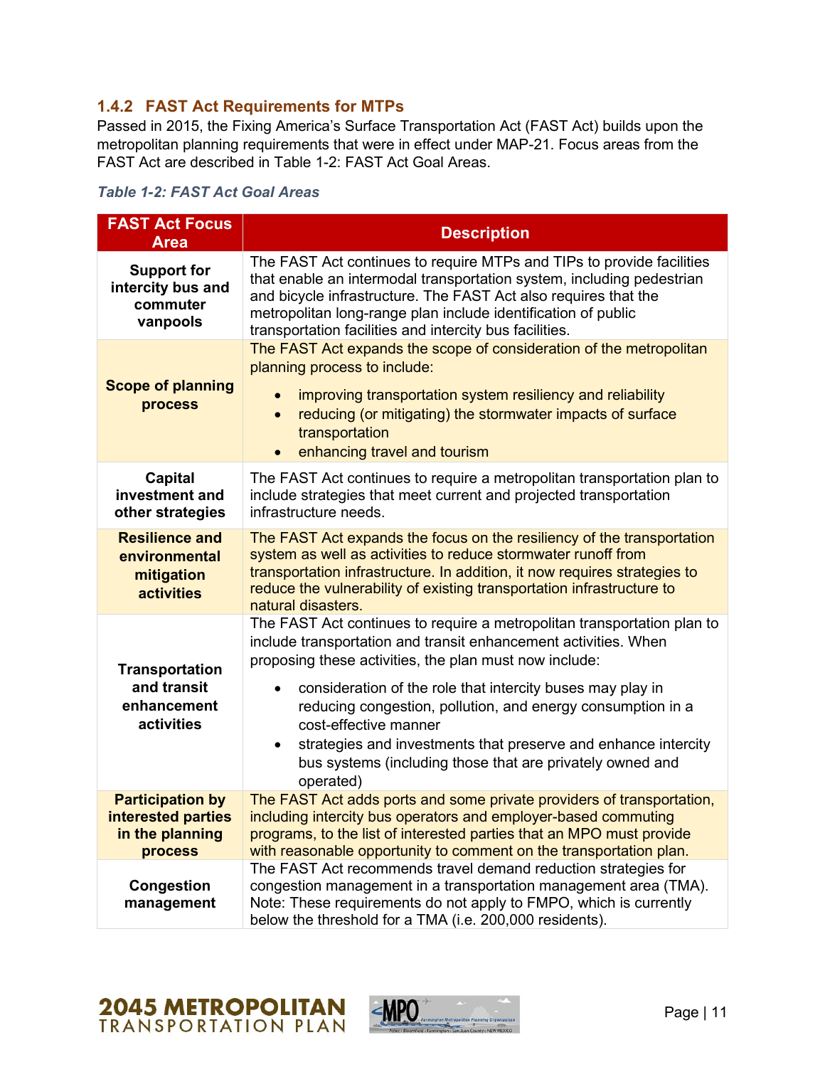### 1.4.2 FAST Act Requirements for MTPs

Passed in 2015, the Fixing America's Surface Transportation Act (FAST Act) builds upon the metropolitan planning requirements that were in effect under MAP-21. Focus areas from the FAST Act are described in Table 1-2: FAST Act Goal Areas.

*Table 1-2: FAST Act Goal Areas*

| FAST Act Focus Area | Description |
|---|---|
| **Support for intercity bus and commuter vanpools** | The FAST Act continues to require MTPs and TIPs to provide facilities that enable an intermodal transportation system, including pedestrian and bicycle infrastructure. The FAST Act also requires that the metropolitan long-range plan include identification of public transportation facilities and intercity bus facilities. |
| **Scope of planning process** | The FAST Act expands the scope of consideration of the metropolitan planning process to include: <br>• improving transportation system resiliency and reliability <br>• reducing (or mitigating) the stormwater impacts of surface transportation <br>• enhancing travel and tourism |
| **Capital investment and other strategies** | The FAST Act continues to require a metropolitan transportation plan to include strategies that meet current and projected transportation infrastructure needs. |
| **Resilience and environmental mitigation activities** | The FAST Act expands the focus on the resiliency of the transportation system as well as activities to reduce stormwater runoff from transportation infrastructure. In addition, it now requires strategies to reduce the vulnerability of existing transportation infrastructure to natural disasters. |
| **Transportation and transit enhancement activities** | The FAST Act continues to require a metropolitan transportation plan to include transportation and transit enhancement activities. When proposing these activities, the plan must now include: <br>• consideration of the role that intercity buses may play in reducing congestion, pollution, and energy consumption in a cost-effective manner <br>• strategies and investments that preserve and enhance intercity bus systems (including those that are privately owned and operated) |
| **Participation by interested parties in the planning process** | The FAST Act adds ports and some private providers of transportation, including intercity bus operators and employer-based commuting programs, to the list of interested parties that an MPO must provide with reasonable opportunity to comment on the transportation plan. |
| **Congestion management** | The FAST Act recommends travel demand reduction strategies for congestion management in a transportation management area (TMA). Note: These requirements do not apply to FMPO, which is currently below the threshold for a TMA (i.e. 200,000 residents). |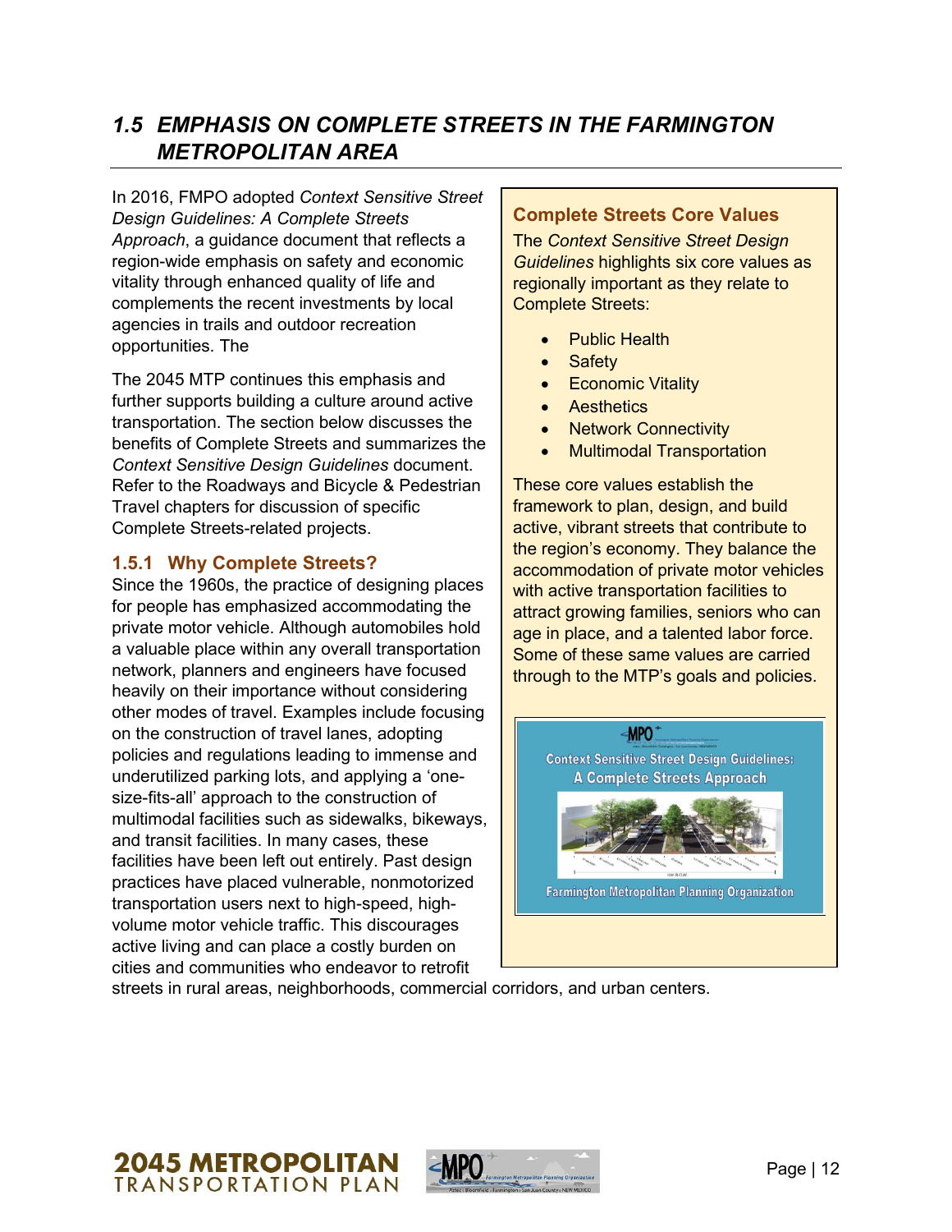## 1.5 EMPHASIS ON COMPLETE STREETS IN THE FARMINGTON METROPOLITAN AREA

In 2016, FMPO adopted *Context Sensitive Street Design Guidelines: A Complete Streets Approach*, a guidance document that reflects a region-wide emphasis on safety and economic vitality through enhanced quality of life and complements the recent investments by local agencies in trails and outdoor recreation opportunities. The

The 2045 MTP continues this emphasis and further supports building a culture around active transportation. The section below discusses the benefits of Complete Streets and summarizes the *Context Sensitive Design Guidelines* document. Refer to the Roadways and Bicycle & Pedestrian Travel chapters for discussion of specific Complete Streets-related projects.

### 1.5.1 Why Complete Streets?

Since the 1960s, the practice of designing places for people has emphasized accommodating the private motor vehicle. Although automobiles hold a valuable place within any overall transportation network, planners and engineers have focused heavily on their importance without considering other modes of travel. Examples include focusing on the construction of travel lanes, adopting policies and regulations leading to immense and underutilized parking lots, and applying a 'one-size-fits-all' approach to the construction of multimodal facilities such as sidewalks, bikeways, and transit facilities. In many cases, these facilities have been left out entirely. Past design practices have placed vulnerable, nonmotorized transportation users next to high-speed, high-volume motor vehicle traffic. This discourages active living and can place a costly burden on cities and communities who endeavor to retrofit streets in rural areas, neighborhoods, commercial corridors, and urban centers.

**Complete Streets Core Values**

The *Context Sensitive Street Design Guidelines* highlights six core values as regionally important as they relate to Complete Streets:

- Public Health
- Safety
- Economic Vitality
- Aesthetics
- Network Connectivity
- Multimodal Transportation

These core values establish the framework to plan, design, and build active, vibrant streets that contribute to the region's economy. They balance the accommodation of private motor vehicles with active transportation facilities to attract growing families, seniors who can age in place, and a talented labor force. Some of these same values are carried through to the MTP's goals and policies.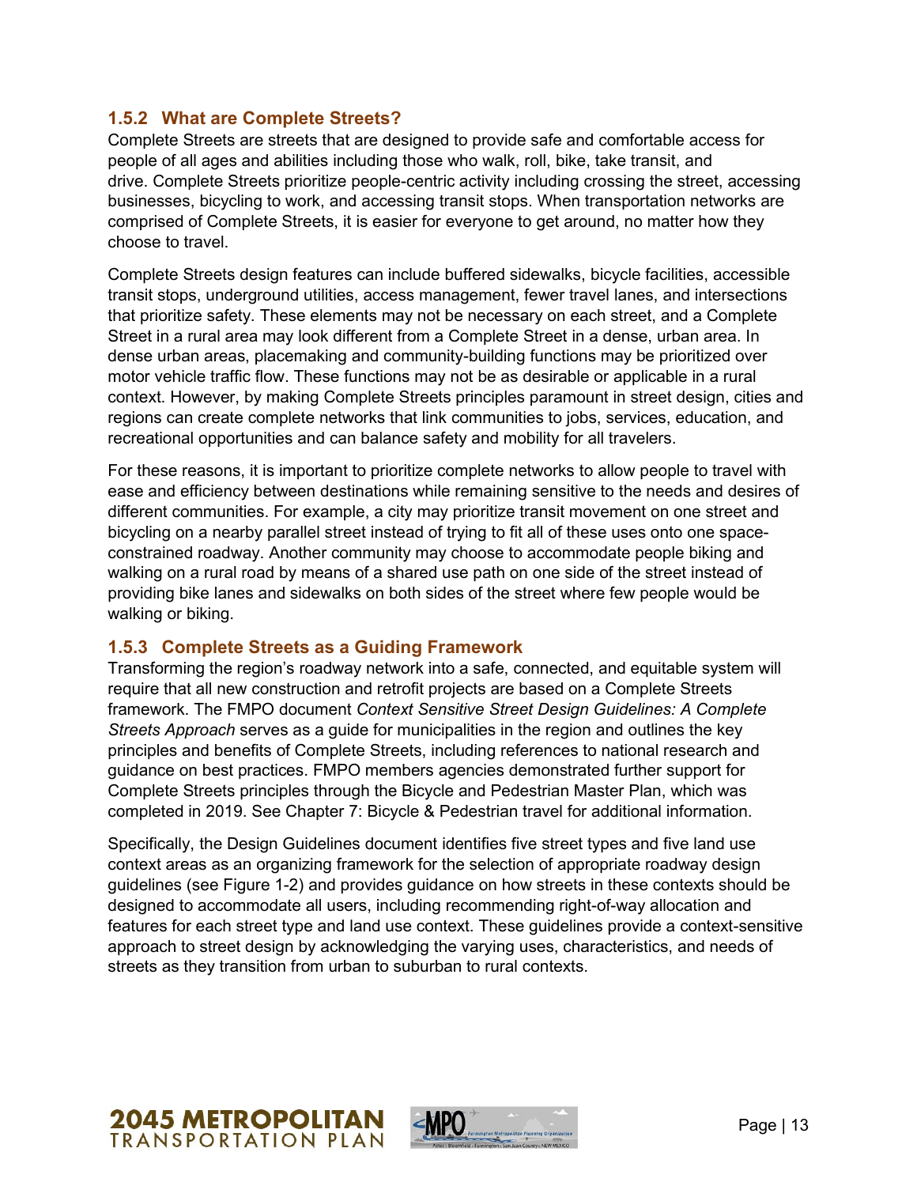### 1.5.2 What are Complete Streets?

Complete Streets are streets that are designed to provide safe and comfortable access for people of all ages and abilities including those who walk, roll, bike, take transit, and drive. Complete Streets prioritize people-centric activity including crossing the street, accessing businesses, bicycling to work, and accessing transit stops. When transportation networks are comprised of Complete Streets, it is easier for everyone to get around, no matter how they choose to travel.

Complete Streets design features can include buffered sidewalks, bicycle facilities, accessible transit stops, underground utilities, access management, fewer travel lanes, and intersections that prioritize safety. These elements may not be necessary on each street, and a Complete Street in a rural area may look different from a Complete Street in a dense, urban area. In dense urban areas, placemaking and community-building functions may be prioritized over motor vehicle traffic flow. These functions may not be as desirable or applicable in a rural context. However, by making Complete Streets principles paramount in street design, cities and regions can create complete networks that link communities to jobs, services, education, and recreational opportunities and can balance safety and mobility for all travelers.

For these reasons, it is important to prioritize complete networks to allow people to travel with ease and efficiency between destinations while remaining sensitive to the needs and desires of different communities. For example, a city may prioritize transit movement on one street and bicycling on a nearby parallel street instead of trying to fit all of these uses onto one space-constrained roadway. Another community may choose to accommodate people biking and walking on a rural road by means of a shared use path on one side of the street instead of providing bike lanes and sidewalks on both sides of the street where few people would be walking or biking.

### 1.5.3 Complete Streets as a Guiding Framework

Transforming the region's roadway network into a safe, connected, and equitable system will require that all new construction and retrofit projects are based on a Complete Streets framework. The FMPO document *Context Sensitive Street Design Guidelines: A Complete Streets Approach* serves as a guide for municipalities in the region and outlines the key principles and benefits of Complete Streets, including references to national research and guidance on best practices. FMPO members agencies demonstrated further support for Complete Streets principles through the Bicycle and Pedestrian Master Plan, which was completed in 2019. See Chapter 7: Bicycle & Pedestrian travel for additional information.

Specifically, the Design Guidelines document identifies five street types and five land use context areas as an organizing framework for the selection of appropriate roadway design guidelines (see Figure 1-2) and provides guidance on how streets in these contexts should be designed to accommodate all users, including recommending right-of-way allocation and features for each street type and land use context. These guidelines provide a context-sensitive approach to street design by acknowledging the varying uses, characteristics, and needs of streets as they transition from urban to suburban to rural contexts.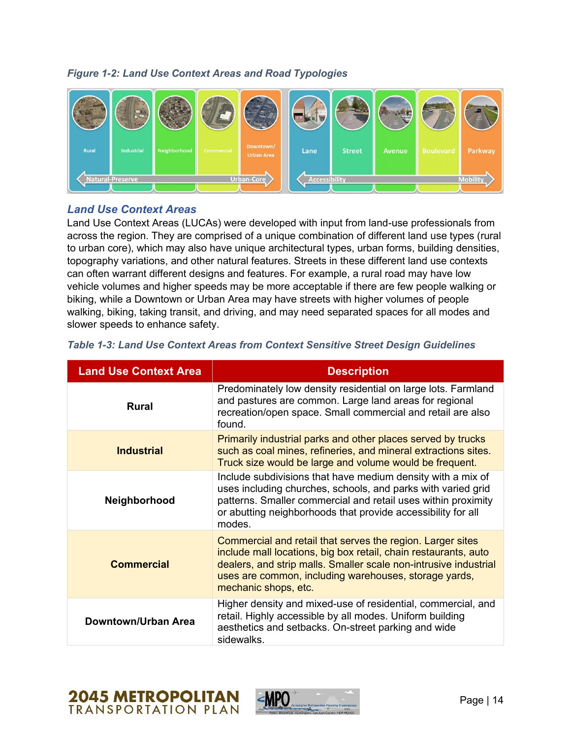*Figure 1-2: Land Use Context Areas and Road Typologies*

Rural | Industrial | Neighborhood | Commercial | Downtown/ Urban Area

Natural-Preserve ← → Urban-Core

Lane | Street | Avenue | Boulevard | Parkway

Accessibility ← → Mobility

## Land Use Context Areas

Land Use Context Areas (LUCAs) were developed with input from land-use professionals from across the region. They are comprised of a unique combination of different land use types (rural to urban core), which may also have unique architectural types, urban forms, building densities, topography variations, and other natural features. Streets in these different land use contexts can often warrant different designs and features. For example, a rural road may have low vehicle volumes and higher speeds may be more acceptable if there are few people walking or biking, while a Downtown or Urban Area may have streets with higher volumes of people walking, biking, taking transit, and driving, and may need separated spaces for all modes and slower speeds to enhance safety.

*Table 1-3: Land Use Context Areas from Context Sensitive Street Design Guidelines*

| Land Use Context Area | Description |
|---|---|
| **Rural** | Predominately low density residential on large lots. Farmland and pastures are common. Large land areas for regional recreation/open space. Small commercial and retail are also found. |
| **Industrial** | Primarily industrial parks and other places served by trucks such as coal mines, refineries, and mineral extractions sites. Truck size would be large and volume would be frequent. |
| **Neighborhood** | Include subdivisions that have medium density with a mix of uses including churches, schools, and parks with varied grid patterns. Smaller commercial and retail uses within proximity or abutting neighborhoods that provide accessibility for all modes. |
| **Commercial** | Commercial and retail that serves the region. Larger sites include mall locations, big box retail, chain restaurants, auto dealers, and strip malls. Smaller scale non-intrusive industrial uses are common, including warehouses, storage yards, mechanic shops, etc. |
| **Downtown/Urban Area** | Higher density and mixed-use of residential, commercial, and retail. Highly accessible by all modes. Uniform building aesthetics and setbacks. On-street parking and wide sidewalks. |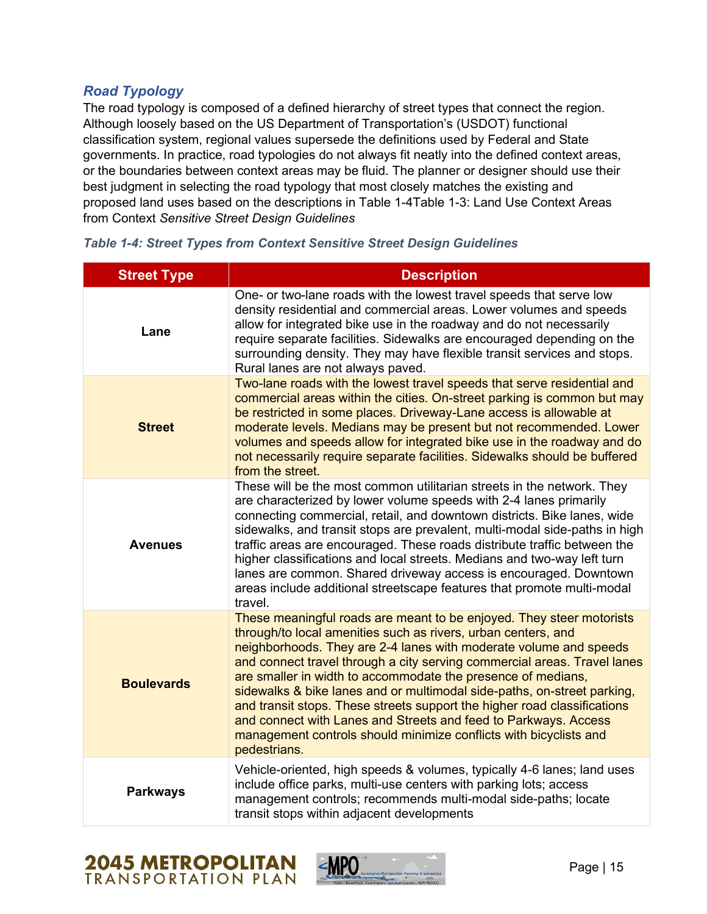### *Road Typology*

The road typology is composed of a defined hierarchy of street types that connect the region. Although loosely based on the US Department of Transportation's (USDOT) functional classification system, regional values supersede the definitions used by Federal and State governments. In practice, road typologies do not always fit neatly into the defined context areas, or the boundaries between context areas may be fluid. The planner or designer should use their best judgment in selecting the road typology that most closely matches the existing and proposed land uses based on the descriptions in Table 1-4Table 1-3: Land Use Context Areas from Context *Sensitive Street Design Guidelines*

*Table 1-4: Street Types from Context Sensitive Street Design Guidelines*

| Street Type | Description |
|---|---|
| **Lane** | One- or two-lane roads with the lowest travel speeds that serve low density residential and commercial areas. Lower volumes and speeds allow for integrated bike use in the roadway and do not necessarily require separate facilities. Sidewalks are encouraged depending on the surrounding density. They may have flexible transit services and stops. Rural lanes are not always paved. |
| **Street** | Two-lane roads with the lowest travel speeds that serve residential and commercial areas within the cities. On-street parking is common but may be restricted in some places. Driveway-Lane access is allowable at moderate levels. Medians may be present but not recommended. Lower volumes and speeds allow for integrated bike use in the roadway and do not necessarily require separate facilities. Sidewalks should be buffered from the street. |
| **Avenues** | These will be the most common utilitarian streets in the network. They are characterized by lower volume speeds with 2-4 lanes primarily connecting commercial, retail, and downtown districts. Bike lanes, wide sidewalks, and transit stops are prevalent, multi-modal side-paths in high traffic areas are encouraged. These roads distribute traffic between the higher classifications and local streets. Medians and two-way left turn lanes are common. Shared driveway access is encouraged. Downtown areas include additional streetscape features that promote multi-modal travel. |
| **Boulevards** | These meaningful roads are meant to be enjoyed. They steer motorists through/to local amenities such as rivers, urban centers, and neighborhoods. They are 2-4 lanes with moderate volume and speeds and connect travel through a city serving commercial areas. Travel lanes are smaller in width to accommodate the presence of medians, sidewalks & bike lanes and or multimodal side-paths, on-street parking, and transit stops. These streets support the higher road classifications and connect with Lanes and Streets and feed to Parkways. Access management controls should minimize conflicts with bicyclists and pedestrians. |
| **Parkways** | Vehicle-oriented, high speeds & volumes, typically 4-6 lanes; land uses include office parks, multi-use centers with parking lots; access management controls; recommends multi-modal side-paths; locate transit stops within adjacent developments |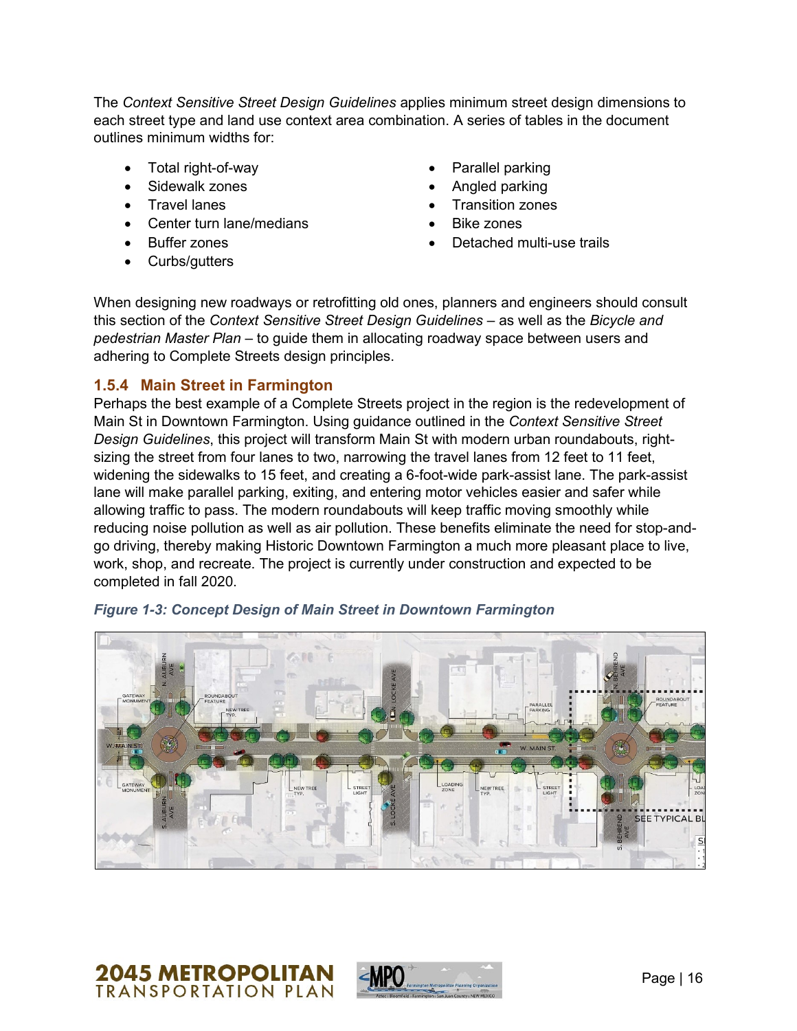The *Context Sensitive Street Design Guidelines* applies minimum street design dimensions to each street type and land use context area combination. A series of tables in the document outlines minimum widths for:

- Total right-of-way
- Sidewalk zones
- Travel lanes
- Center turn lane/medians
- Buffer zones
- Curbs/gutters
- Parallel parking
- Angled parking
- Transition zones
- Bike zones
- Detached multi-use trails

When designing new roadways or retrofitting old ones, planners and engineers should consult this section of the *Context Sensitive Street Design Guidelines* – as well as the *Bicycle and pedestrian Master Plan* – to guide them in allocating roadway space between users and adhering to Complete Streets design principles.

### 1.5.4 Main Street in Farmington

Perhaps the best example of a Complete Streets project in the region is the redevelopment of Main St in Downtown Farmington. Using guidance outlined in the *Context Sensitive Street Design Guidelines*, this project will transform Main St with modern urban roundabouts, right-sizing the street from four lanes to two, narrowing the travel lanes from 12 feet to 11 feet, widening the sidewalks to 15 feet, and creating a 6-foot-wide park-assist lane. The park-assist lane will make parallel parking, exiting, and entering motor vehicles easier and safer while allowing traffic to pass. The modern roundabouts will keep traffic moving smoothly while reducing noise pollution as well as air pollution. These benefits eliminate the need for stop-and-go driving, thereby making Historic Downtown Farmington a much more pleasant place to live, work, shop, and recreate. The project is currently under construction and expected to be completed in fall 2020.

***Figure 1-3: Concept Design of Main Street in Downtown Farmington***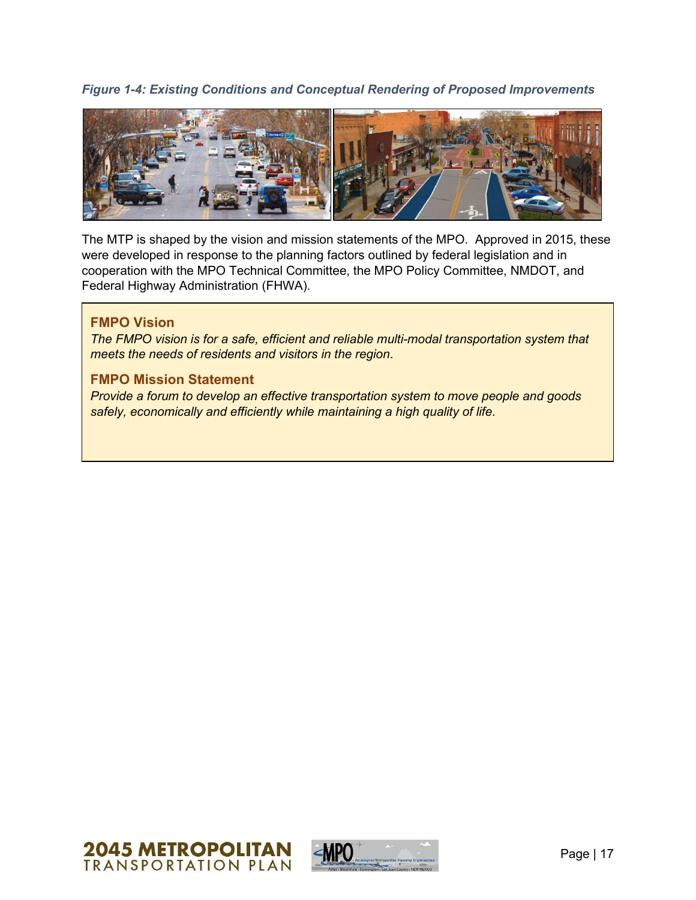*Figure 1-4: Existing Conditions and Conceptual Rendering of Proposed Improvements*

The MTP is shaped by the vision and mission statements of the MPO. Approved in 2015, these were developed in response to the planning factors outlined by federal legislation and in cooperation with the MPO Technical Committee, the MPO Policy Committee, NMDOT, and Federal Highway Administration (FHWA).

**FMPO Vision**

*The FMPO vision is for a safe, efficient and reliable multi-modal transportation system that meets the needs of residents and visitors in the region*.

**FMPO Mission Statement**

*Provide a forum to develop an effective transportation system to move people and goods safely, economically and efficiently while maintaining a high quality of life.*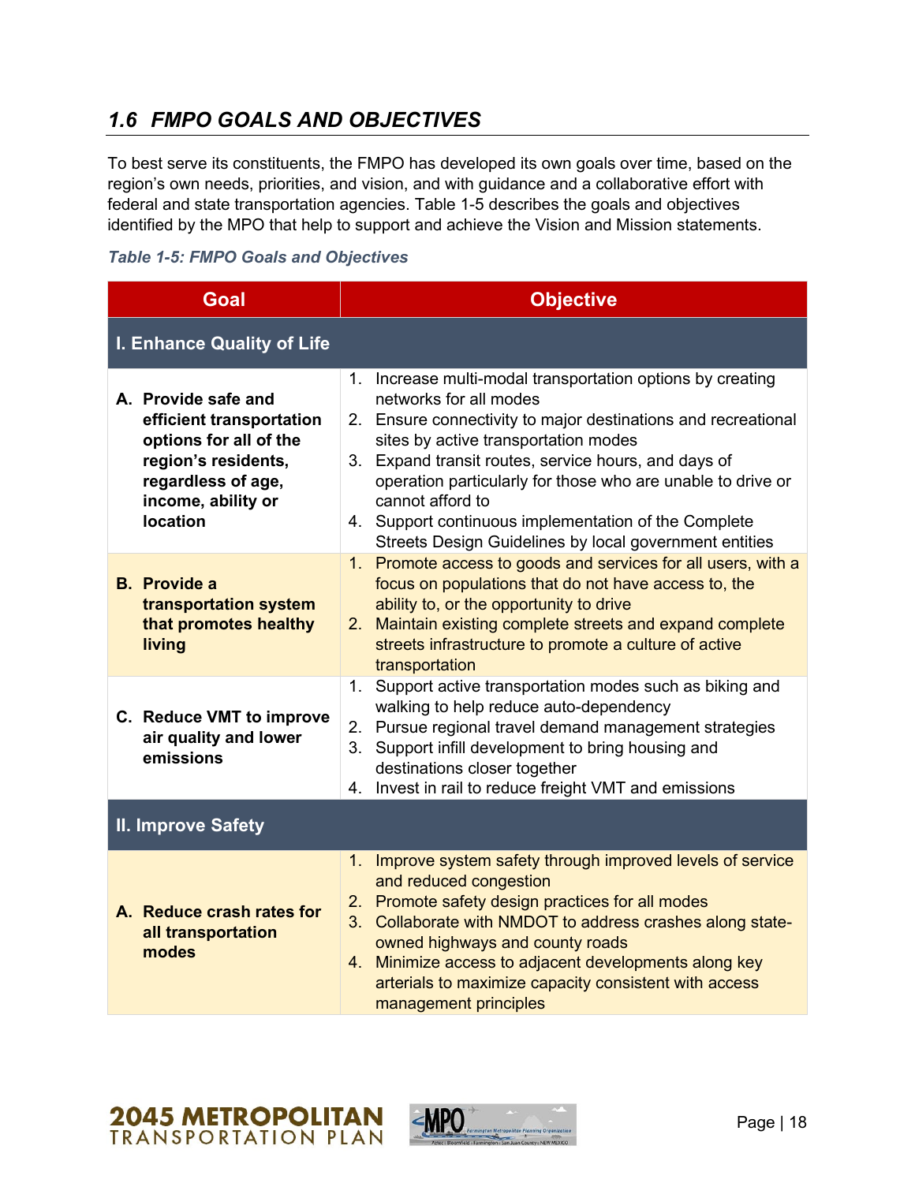## 1.6 FMPO GOALS AND OBJECTIVES

To best serve its constituents, the FMPO has developed its own goals over time, based on the region's own needs, priorities, and vision, and with guidance and a collaborative effort with federal and state transportation agencies. Table 1-5 describes the goals and objectives identified by the MPO that help to support and achieve the Vision and Mission statements.

*Table 1-5: FMPO Goals and Objectives*

| Goal | Objective |
| --- | --- |
| **I. Enhance Quality of Life** | |
| **A. Provide safe and efficient transportation options for all of the region's residents, regardless of age, income, ability or location** | 1. Increase multi-modal transportation options by creating networks for all modes<br>2. Ensure connectivity to major destinations and recreational sites by active transportation modes<br>3. Expand transit routes, service hours, and days of operation particularly for those who are unable to drive or cannot afford to<br>4. Support continuous implementation of the Complete Streets Design Guidelines by local government entities |
| **B. Provide a transportation system that promotes healthy living** | 1. Promote access to goods and services for all users, with a focus on populations that do not have access to, the ability to, or the opportunity to drive<br>2. Maintain existing complete streets and expand complete streets infrastructure to promote a culture of active transportation |
| **C. Reduce VMT to improve air quality and lower emissions** | 1. Support active transportation modes such as biking and walking to help reduce auto-dependency<br>2. Pursue regional travel demand management strategies<br>3. Support infill development to bring housing and destinations closer together<br>4. Invest in rail to reduce freight VMT and emissions |
| **II. Improve Safety** | |
| **A. Reduce crash rates for all transportation modes** | 1. Improve system safety through improved levels of service and reduced congestion<br>2. Promote safety design practices for all modes<br>3. Collaborate with NMDOT to address crashes along state-owned highways and county roads<br>4. Minimize access to adjacent developments along key arterials to maximize capacity consistent with access management principles |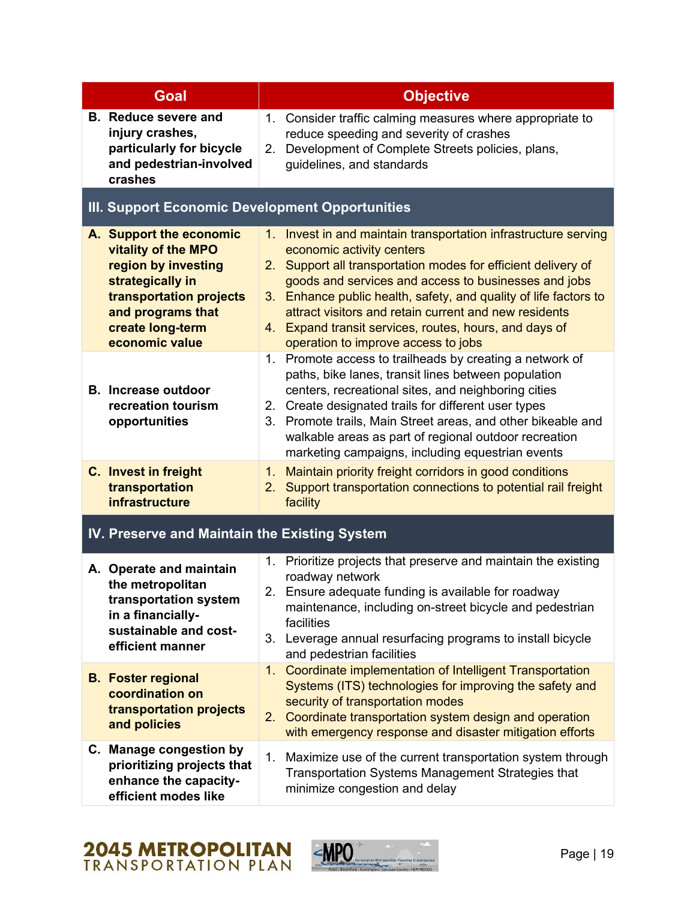| Goal | Objective |
|---|---|
| **B. Reduce severe and injury crashes, particularly for bicycle and pedestrian-involved crashes** | 1. Consider traffic calming measures where appropriate to reduce speeding and severity of crashes<br>2. Development of Complete Streets policies, plans, guidelines, and standards |
| **III. Support Economic Development Opportunities** | |
| **A. Support the economic vitality of the MPO region by investing strategically in transportation projects and programs that create long-term economic value** | 1. Invest in and maintain transportation infrastructure serving economic activity centers<br>2. Support all transportation modes for efficient delivery of goods and services and access to businesses and jobs<br>3. Enhance public health, safety, and quality of life factors to attract visitors and retain current and new residents<br>4. Expand transit services, routes, hours, and days of operation to improve access to jobs |
| **B. Increase outdoor recreation tourism opportunities** | 1. Promote access to trailheads by creating a network of paths, bike lanes, transit lines between population centers, recreational sites, and neighboring cities<br>2. Create designated trails for different user types<br>3. Promote trails, Main Street areas, and other bikeable and walkable areas as part of regional outdoor recreation marketing campaigns, including equestrian events |
| **C. Invest in freight transportation infrastructure** | 1. Maintain priority freight corridors in good conditions<br>2. Support transportation connections to potential rail freight facility |
| **IV. Preserve and Maintain the Existing System** | |
| **A. Operate and maintain the metropolitan transportation system in a financially-sustainable and cost-efficient manner** | 1. Prioritize projects that preserve and maintain the existing roadway network<br>2. Ensure adequate funding is available for roadway maintenance, including on-street bicycle and pedestrian facilities<br>3. Leverage annual resurfacing programs to install bicycle and pedestrian facilities |
| **B. Foster regional coordination on transportation projects and policies** | 1. Coordinate implementation of Intelligent Transportation Systems (ITS) technologies for improving the safety and security of transportation modes<br>2. Coordinate transportation system design and operation with emergency response and disaster mitigation efforts |
| **C. Manage congestion by prioritizing projects that enhance the capacity-efficient modes like** | 1. Maximize use of the current transportation system through Transportation Systems Management Strategies that minimize congestion and delay |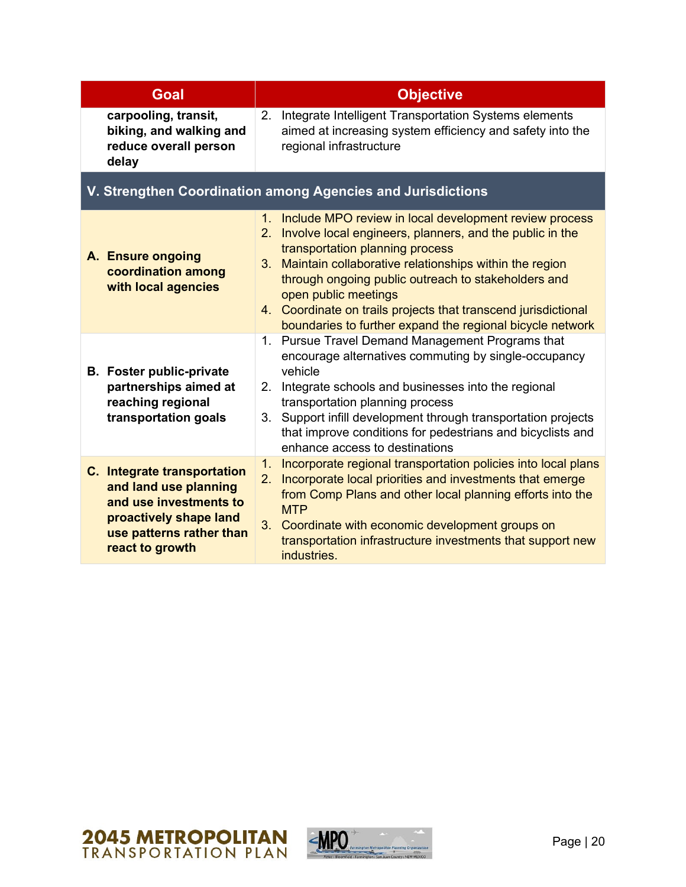| Goal | Objective |
|---|---|
| carpooling, transit, biking, and walking and reduce overall person delay | 2. Integrate Intelligent Transportation Systems elements aimed at increasing system efficiency and safety into the regional infrastructure |
| **V. Strengthen Coordination among Agencies and Jurisdictions** | |
| **A. Ensure ongoing coordination among with local agencies** | 1. Include MPO review in local development review process<br>2. Involve local engineers, planners, and the public in the transportation planning process<br>3. Maintain collaborative relationships within the region through ongoing public outreach to stakeholders and open public meetings<br>4. Coordinate on trails projects that transcend jurisdictional boundaries to further expand the regional bicycle network |
| **B. Foster public-private partnerships aimed at reaching regional transportation goals** | 1. Pursue Travel Demand Management Programs that encourage alternatives commuting by single-occupancy vehicle<br>2. Integrate schools and businesses into the regional transportation planning process<br>3. Support infill development through transportation projects that improve conditions for pedestrians and bicyclists and enhance access to destinations |
| **C. Integrate transportation and land use planning and use investments to proactively shape land use patterns rather than react to growth** | 1. Incorporate regional transportation policies into local plans<br>2. Incorporate local priorities and investments that emerge from Comp Plans and other local planning efforts into the MTP<br>3. Coordinate with economic development groups on transportation infrastructure investments that support new industries. |